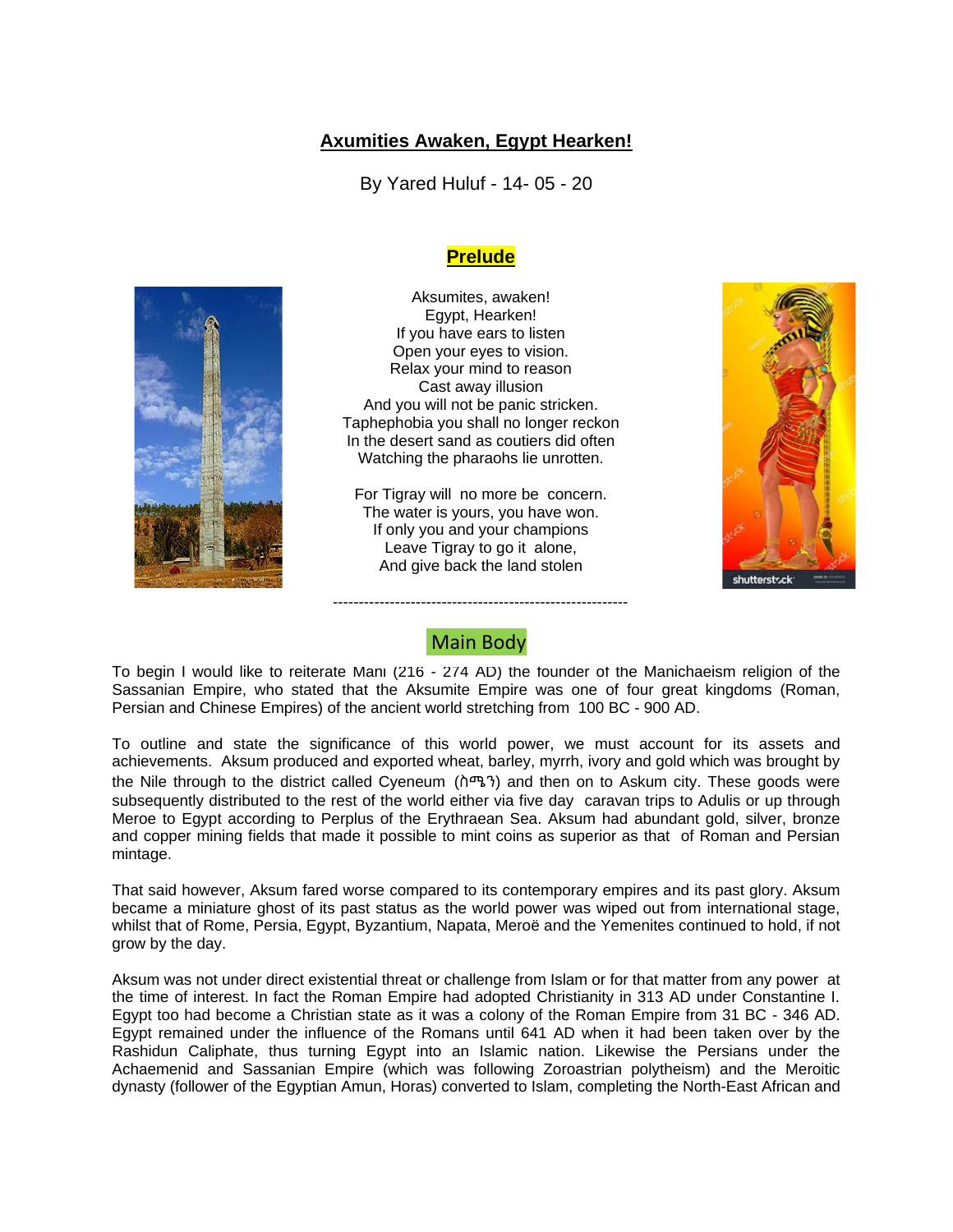# Axumities Awaken, Egypt Hearken!

By Yared Huluf - 14- 05 - 20

## Prelude

Aksumites, awaken!
Egypt, Hearken!
If you have ears to listen
Open your eyes to vision.
Relax your mind to reason
Cast away illusion
And you will not be panic stricken.
Taphephobia you shall no longer reckon
In the desert sand as coutiers did often
Watching the pharaohs lie unrotten.

For Tigray will no more be concern.
The water is yours, you have won.
If only you and your champions
Leave Tigray to go it alone,
And give back the land stolen

---

## Main Body

To begin I would like to reiterate Mani (216 - 274 AD) the founder of the Manichaeism religion of the Sassanian Empire, who stated that the Aksumite Empire was one of four great kingdoms (Roman, Persian and Chinese Empires) of the ancient world stretching from 100 BC - 900 AD.

To outline and state the significance of this world power, we must account for its assets and achievements. Aksum produced and exported wheat, barley, myrrh, ivory and gold which was brought by the Nile through to the district called Cyeneum (ስሜን) and then on to Askum city. These goods were subsequently distributed to the rest of the world either via five day caravan trips to Adulis or up through Meroe to Egypt according to Perplus of the Erythraean Sea. Aksum had abundant gold, silver, bronze and copper mining fields that made it possible to mint coins as superior as that of Roman and Persian mintage.

That said however, Aksum fared worse compared to its contemporary empires and its past glory. Aksum became a miniature ghost of its past status as the world power was wiped out from international stage, whilst that of Rome, Persia, Egypt, Byzantium, Napata, Meroë and the Yemenites continued to hold, if not grow by the day.

Aksum was not under direct existential threat or challenge from Islam or for that matter from any power at the time of interest. In fact the Roman Empire had adopted Christianity in 313 AD under Constantine I. Egypt too had become a Christian state as it was a colony of the Roman Empire from 31 BC - 346 AD. Egypt remained under the influence of the Romans until 641 AD when it had been taken over by the Rashidun Caliphate, thus turning Egypt into an Islamic nation. Likewise the Persians under the Achaemenid and Sassanian Empire (which was following Zoroastrian polytheism) and the Meroitic dynasty (follower of the Egyptian Amun, Horas) converted to Islam, completing the North-East African and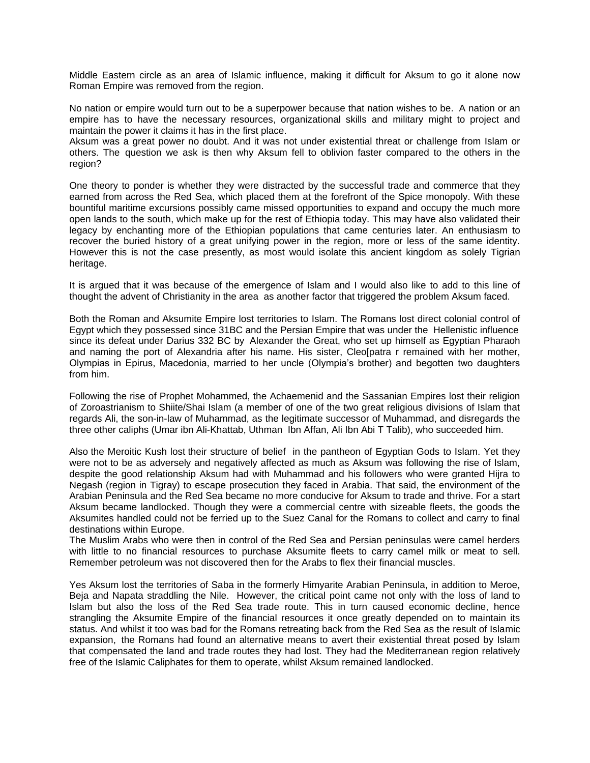Middle Eastern circle as an area of Islamic influence, making it difficult for Aksum to go it alone now Roman Empire was removed from the region.

No nation or empire would turn out to be a superpower because that nation wishes to be. A nation or an empire has to have the necessary resources, organizational skills and military might to project and maintain the power it claims it has in the first place.
Aksum was a great power no doubt. And it was not under existential threat or challenge from Islam or others. The question we ask is then why Aksum fell to oblivion faster compared to the others in the region?

One theory to ponder is whether they were distracted by the successful trade and commerce that they earned from across the Red Sea, which placed them at the forefront of the Spice monopoly. With these bountiful maritime excursions possibly came missed opportunities to expand and occupy the much more open lands to the south, which make up for the rest of Ethiopia today. This may have also validated their legacy by enchanting more of the Ethiopian populations that came centuries later. An enthusiasm to recover the buried history of a great unifying power in the region, more or less of the same identity. However this is not the case presently, as most would isolate this ancient kingdom as solely Tigrian heritage.

It is argued that it was because of the emergence of Islam and I would also like to add to this line of thought the advent of Christianity in the area as another factor that triggered the problem Aksum faced.

Both the Roman and Aksumite Empire lost territories to Islam. The Romans lost direct colonial control of Egypt which they possessed since 31BC and the Persian Empire that was under the Hellenistic influence since its defeat under Darius 332 BC by Alexander the Great, who set up himself as Egyptian Pharaoh and naming the port of Alexandria after his name. His sister, Cleo[patra r remained with her mother, Olympias in Epirus, Macedonia, married to her uncle (Olympia's brother) and begotten two daughters from him.

Following the rise of Prophet Mohammed, the Achaemenid and the Sassanian Empires lost their religion of Zoroastrianism to Shiite/Shai Islam (a member of one of the two great religious divisions of Islam that regards Ali, the son-in-law of Muhammad, as the legitimate successor of Muhammad, and disregards the three other caliphs (Umar ibn Ali-Khattab, Uthman Ibn Affan, Ali Ibn Abi T Talib), who succeeded him.

Also the Meroitic Kush lost their structure of belief in the pantheon of Egyptian Gods to Islam. Yet they were not to be as adversely and negatively affected as much as Aksum was following the rise of Islam, despite the good relationship Aksum had with Muhammad and his followers who were granted Hijra to Negash (region in Tigray) to escape prosecution they faced in Arabia. That said, the environment of the Arabian Peninsula and the Red Sea became no more conducive for Aksum to trade and thrive. For a start Aksum became landlocked. Though they were a commercial centre with sizeable fleets, the goods the Aksumites handled could not be ferried up to the Suez Canal for the Romans to collect and carry to final destinations within Europe.
The Muslim Arabs who were then in control of the Red Sea and Persian peninsulas were camel herders with little to no financial resources to purchase Aksumite fleets to carry camel milk or meat to sell. Remember petroleum was not discovered then for the Arabs to flex their financial muscles.

Yes Aksum lost the territories of Saba in the formerly Himyarite Arabian Peninsula, in addition to Meroe, Beja and Napata straddling the Nile. However, the critical point came not only with the loss of land to Islam but also the loss of the Red Sea trade route. This in turn caused economic decline, hence strangling the Aksumite Empire of the financial resources it once greatly depended on to maintain its status. And whilst it too was bad for the Romans retreating back from the Red Sea as the result of Islamic expansion, the Romans had found an alternative means to avert their existential threat posed by Islam that compensated the land and trade routes they had lost. They had the Mediterranean region relatively free of the Islamic Caliphates for them to operate, whilst Aksum remained landlocked.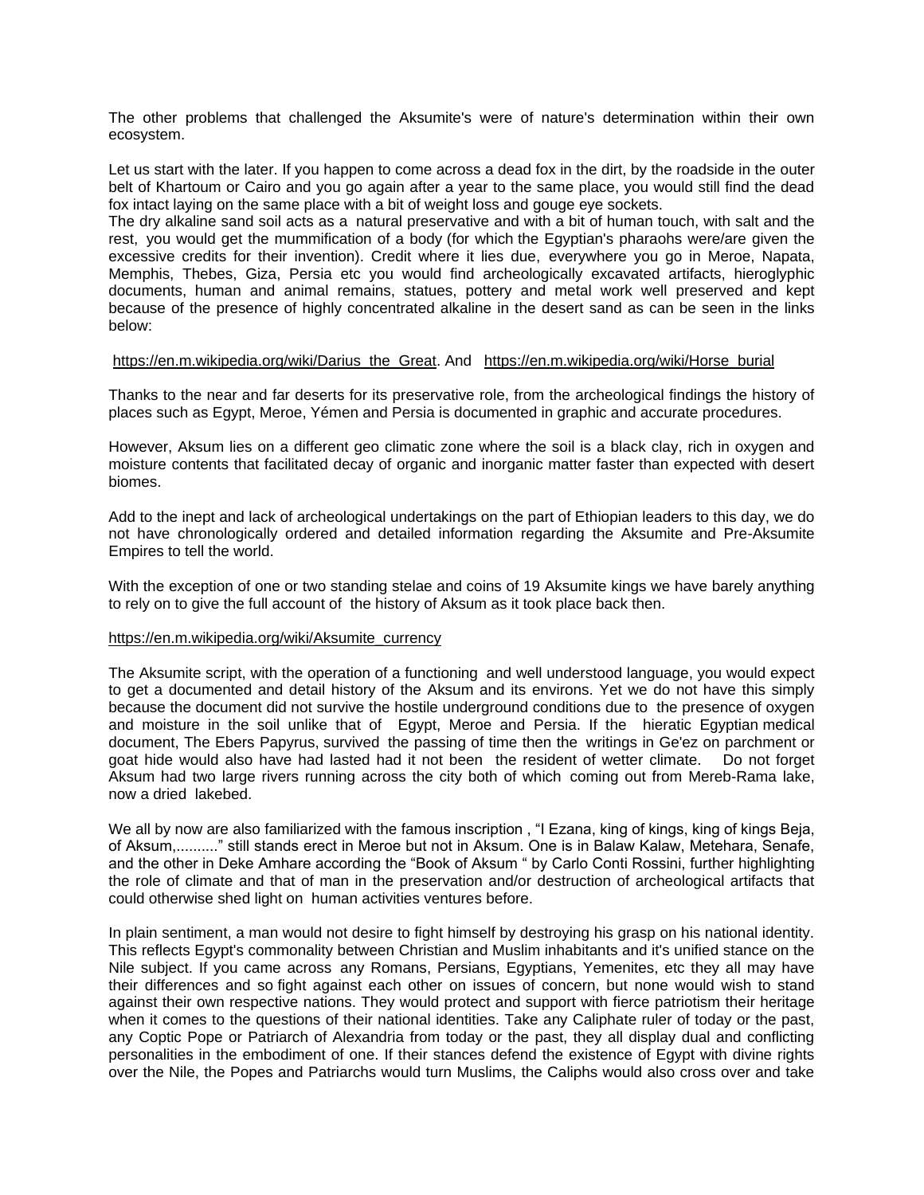The other problems that challenged the Aksumite's were of nature's determination within their own ecosystem.

Let us start with the later. If you happen to come across a dead fox in the dirt, by the roadside in the outer belt of Khartoum or Cairo and you go again after a year to the same place, you would still find the dead fox intact laying on the same place with a bit of weight loss and gouge eye sockets.
The dry alkaline sand soil acts as a natural preservative and with a bit of human touch, with salt and the rest, you would get the mummification of a body (for which the Egyptian's pharaohs were/are given the excessive credits for their invention). Credit where it lies due, everywhere you go in Meroe, Napata, Memphis, Thebes, Giza, Persia etc you would find archeologically excavated artifacts, hieroglyphic documents, human and animal remains, statues, pottery and metal work well preserved and kept because of the presence of highly concentrated alkaline in the desert sand as can be seen in the links below:

https://en.m.wikipedia.org/wiki/Darius_the_Great. And https://en.m.wikipedia.org/wiki/Horse_burial

Thanks to the near and far deserts for its preservative role, from the archeological findings the history of places such as Egypt, Meroe, Yémen and Persia is documented in graphic and accurate procedures.

However, Aksum lies on a different geo climatic zone where the soil is a black clay, rich in oxygen and moisture contents that facilitated decay of organic and inorganic matter faster than expected with desert biomes.

Add to the inept and lack of archeological undertakings on the part of Ethiopian leaders to this day, we do not have chronologically ordered and detailed information regarding the Aksumite and Pre-Aksumite Empires to tell the world.

With the exception of one or two standing stelae and coins of 19 Aksumite kings we have barely anything to rely on to give the full account of the history of Aksum as it took place back then.

https://en.m.wikipedia.org/wiki/Aksumite_currency

The Aksumite script, with the operation of a functioning and well understood language, you would expect to get a documented and detail history of the Aksum and its environs. Yet we do not have this simply because the document did not survive the hostile underground conditions due to the presence of oxygen and moisture in the soil unlike that of Egypt, Meroe and Persia. If the hieratic Egyptian medical document, The Ebers Papyrus, survived the passing of time then the writings in Ge'ez on parchment or goat hide would also have had lasted had it not been the resident of wetter climate. Do not forget Aksum had two large rivers running across the city both of which coming out from Mereb-Rama lake, now a dried lakebed.

We all by now are also familiarized with the famous inscription , "I Ezana, king of kings, king of kings Beja, of Aksum,.........." still stands erect in Meroe but not in Aksum. One is in Balaw Kalaw, Metehara, Senafe, and the other in Deke Amhare according the "Book of Aksum " by Carlo Conti Rossini, further highlighting the role of climate and that of man in the preservation and/or destruction of archeological artifacts that could otherwise shed light on human activities ventures before.

In plain sentiment, a man would not desire to fight himself by destroying his grasp on his national identity. This reflects Egypt's commonality between Christian and Muslim inhabitants and it's unified stance on the Nile subject. If you came across any Romans, Persians, Egyptians, Yemenites, etc they all may have their differences and so fight against each other on issues of concern, but none would wish to stand against their own respective nations. They would protect and support with fierce patriotism their heritage when it comes to the questions of their national identities. Take any Caliphate ruler of today or the past, any Coptic Pope or Patriarch of Alexandria from today or the past, they all display dual and conflicting personalities in the embodiment of one. If their stances defend the existence of Egypt with divine rights over the Nile, the Popes and Patriarchs would turn Muslims, the Caliphs would also cross over and take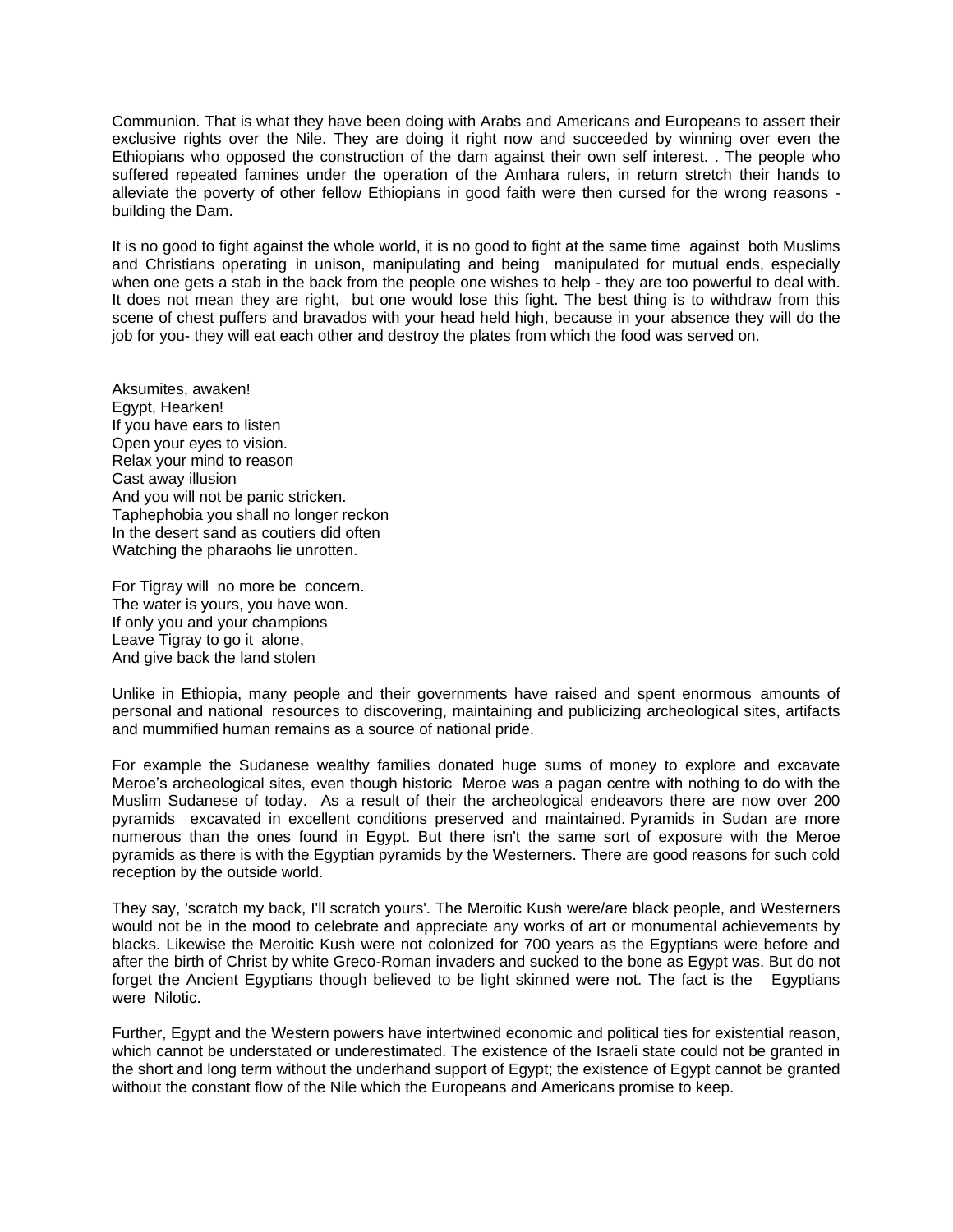Communion. That is what they have been doing with Arabs and Americans and Europeans to assert their exclusive rights over the Nile. They are doing it right now and succeeded by winning over even the Ethiopians who opposed the construction of the dam against their own self interest. . The people who suffered repeated famines under the operation of the Amhara rulers, in return stretch their hands to alleviate the poverty of other fellow Ethiopians in good faith were then cursed for the wrong reasons - building the Dam.

It is no good to fight against the whole world, it is no good to fight at the same time against both Muslims and Christians operating in unison, manipulating and being manipulated for mutual ends, especially when one gets a stab in the back from the people one wishes to help - they are too powerful to deal with. It does not mean they are right, but one would lose this fight. The best thing is to withdraw from this scene of chest puffers and bravados with your head held high, because in your absence they will do the job for you- they will eat each other and destroy the plates from which the food was served on.

Aksumites, awaken!
Egypt, Hearken!
If you have ears to listen
Open your eyes to vision.
Relax your mind to reason
Cast away illusion
And you will not be panic stricken.
Taphephobia you shall no longer reckon
In the desert sand as coutiers did often
Watching the pharaohs lie unrotten.

For Tigray will no more be concern.
The water is yours, you have won.
If only you and your champions
Leave Tigray to go it alone,
And give back the land stolen

Unlike in Ethiopia, many people and their governments have raised and spent enormous amounts of personal and national resources to discovering, maintaining and publicizing archeological sites, artifacts and mummified human remains as a source of national pride.

For example the Sudanese wealthy families donated huge sums of money to explore and excavate Meroe's archeological sites, even though historic Meroe was a pagan centre with nothing to do with the Muslim Sudanese of today. As a result of their the archeological endeavors there are now over 200 pyramids excavated in excellent conditions preserved and maintained. Pyramids in Sudan are more numerous than the ones found in Egypt. But there isn't the same sort of exposure with the Meroe pyramids as there is with the Egyptian pyramids by the Westerners. There are good reasons for such cold reception by the outside world.

They say, 'scratch my back, I'll scratch yours'. The Meroitic Kush were/are black people, and Westerners would not be in the mood to celebrate and appreciate any works of art or monumental achievements by blacks. Likewise the Meroitic Kush were not colonized for 700 years as the Egyptians were before and after the birth of Christ by white Greco-Roman invaders and sucked to the bone as Egypt was. But do not forget the Ancient Egyptians though believed to be light skinned were not. The fact is the Egyptians were Nilotic.

Further, Egypt and the Western powers have intertwined economic and political ties for existential reason, which cannot be understated or underestimated. The existence of the Israeli state could not be granted in the short and long term without the underhand support of Egypt; the existence of Egypt cannot be granted without the constant flow of the Nile which the Europeans and Americans promise to keep.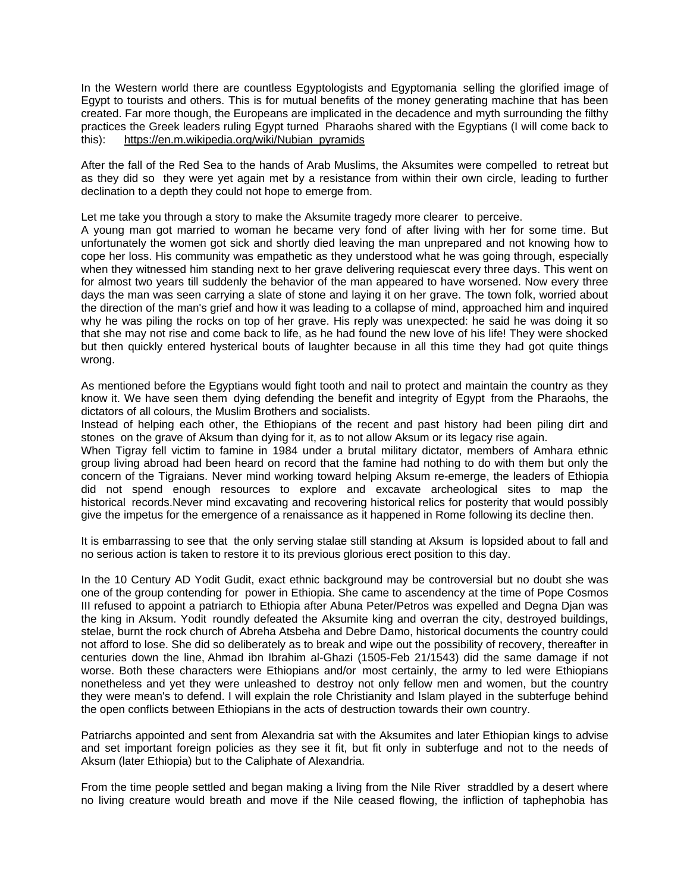In the Western world there are countless Egyptologists and Egyptomania selling the glorified image of Egypt to tourists and others. This is for mutual benefits of the money generating machine that has been created. Far more though, the Europeans are implicated in the decadence and myth surrounding the filthy practices the Greek leaders ruling Egypt turned Pharaohs shared with the Egyptians (I will come back to this): https://en.m.wikipedia.org/wiki/Nubian_pyramids

After the fall of the Red Sea to the hands of Arab Muslims, the Aksumites were compelled to retreat but as they did so they were yet again met by a resistance from within their own circle, leading to further declination to a depth they could not hope to emerge from.

Let me take you through a story to make the Aksumite tragedy more clearer to perceive.
A young man got married to woman he became very fond of after living with her for some time. But unfortunately the women got sick and shortly died leaving the man unprepared and not knowing how to cope her loss. His community was empathetic as they understood what he was going through, especially when they witnessed him standing next to her grave delivering requiescat every three days. This went on for almost two years till suddenly the behavior of the man appeared to have worsened. Now every three days the man was seen carrying a slate of stone and laying it on her grave. The town folk, worried about the direction of the man's grief and how it was leading to a collapse of mind, approached him and inquired why he was piling the rocks on top of her grave. His reply was unexpected: he said he was doing it so that she may not rise and come back to life, as he had found the new love of his life! They were shocked but then quickly entered hysterical bouts of laughter because in all this time they had got quite things wrong.

As mentioned before the Egyptians would fight tooth and nail to protect and maintain the country as they know it. We have seen them dying defending the benefit and integrity of Egypt from the Pharaohs, the dictators of all colours, the Muslim Brothers and socialists.
Instead of helping each other, the Ethiopians of the recent and past history had been piling dirt and stones on the grave of Aksum than dying for it, as to not allow Aksum or its legacy rise again.
When Tigray fell victim to famine in 1984 under a brutal military dictator, members of Amhara ethnic group living abroad had been heard on record that the famine had nothing to do with them but only the concern of the Tigraians. Never mind working toward helping Aksum re-emerge, the leaders of Ethiopia did not spend enough resources to explore and excavate archeological sites to map the historical records.Never mind excavating and recovering historical relics for posterity that would possibly give the impetus for the emergence of a renaissance as it happened in Rome following its decline then.

It is embarrassing to see that the only serving stalae still standing at Aksum is lopsided about to fall and no serious action is taken to restore it to its previous glorious erect position to this day.

In the 10 Century AD Yodit Gudit, exact ethnic background may be controversial but no doubt she was one of the group contending for power in Ethiopia. She came to ascendency at the time of Pope Cosmos III refused to appoint a patriarch to Ethiopia after Abuna Peter/Petros was expelled and Degna Djan was the king in Aksum. Yodit roundly defeated the Aksumite king and overran the city, destroyed buildings, stelae, burnt the rock church of Abreha Atsbeha and Debre Damo, historical documents the country could not afford to lose. She did so deliberately as to break and wipe out the possibility of recovery, thereafter in centuries down the line, Ahmad ibn Ibrahim al-Ghazi (1505-Feb 21/1543) did the same damage if not worse. Both these characters were Ethiopians and/or most certainly, the army to led were Ethiopians nonetheless and yet they were unleashed to destroy not only fellow men and women, but the country they were mean's to defend. I will explain the role Christianity and Islam played in the subterfuge behind the open conflicts between Ethiopians in the acts of destruction towards their own country.

Patriarchs appointed and sent from Alexandria sat with the Aksumites and later Ethiopian kings to advise and set important foreign policies as they see it fit, but fit only in subterfuge and not to the needs of Aksum (later Ethiopia) but to the Caliphate of Alexandria.

From the time people settled and began making a living from the Nile River straddled by a desert where no living creature would breath and move if the Nile ceased flowing, the infliction of taphephobia has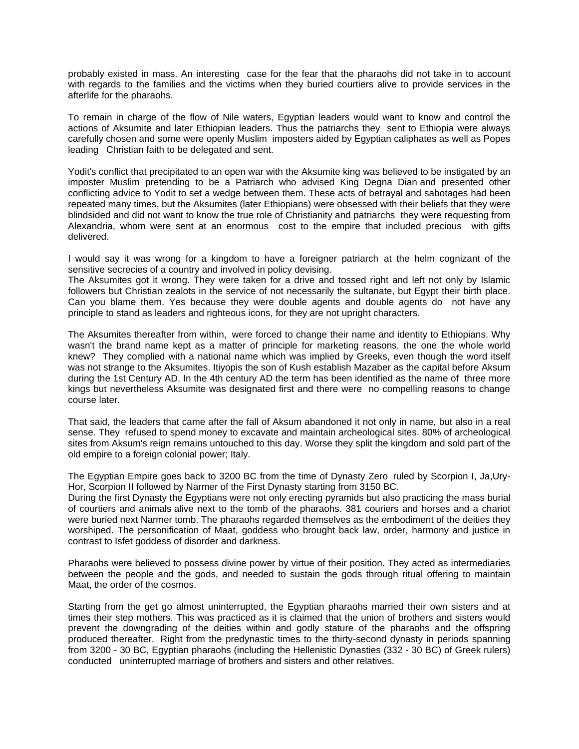probably existed in mass. An interesting case for the fear that the pharaohs did not take in to account with regards to the families and the victims when they buried courtiers alive to provide services in the afterlife for the pharaohs.

To remain in charge of the flow of Nile waters, Egyptian leaders would want to know and control the actions of Aksumite and later Ethiopian leaders. Thus the patriarchs they sent to Ethiopia were always carefully chosen and some were openly Muslim imposters aided by Egyptian caliphates as well as Popes leading Christian faith to be delegated and sent.

Yodit's conflict that precipitated to an open war with the Aksumite king was believed to be instigated by an imposter Muslim pretending to be a Patriarch who advised King Degna Dian and presented other conflicting advice to Yodit to set a wedge between them. These acts of betrayal and sabotages had been repeated many times, but the Aksumites (later Ethiopians) were obsessed with their beliefs that they were blindsided and did not want to know the true role of Christianity and patriarchs they were requesting from Alexandria, whom were sent at an enormous cost to the empire that included precious with gifts delivered.

I would say it was wrong for a kingdom to have a foreigner patriarch at the helm cognizant of the sensitive secrecies of a country and involved in policy devising.
The Aksumites got it wrong. They were taken for a drive and tossed right and left not only by Islamic followers but Christian zealots in the service of not necessarily the sultanate, but Egypt their birth place. Can you blame them. Yes because they were double agents and double agents do not have any principle to stand as leaders and righteous icons, for they are not upright characters.

The Aksumites thereafter from within, were forced to change their name and identity to Ethiopians. Why wasn't the brand name kept as a matter of principle for marketing reasons, the one the whole world knew? They complied with a national name which was implied by Greeks, even though the word itself was not strange to the Aksumites. Itiyopis the son of Kush establish Mazaber as the capital before Aksum during the 1st Century AD. In the 4th century AD the term has been identified as the name of three more kings but nevertheless Aksumite was designated first and there were no compelling reasons to change course later.

That said, the leaders that came after the fall of Aksum abandoned it not only in name, but also in a real sense. They refused to spend money to excavate and maintain archeological sites. 80% of archeological sites from Aksum's reign remains untouched to this day. Worse they split the kingdom and sold part of the old empire to a foreign colonial power; Italy.

The Egyptian Empire goes back to 3200 BC from the time of Dynasty Zero ruled by Scorpion I, Ja,Ury-Hor, Scorpion II followed by Narmer of the First Dynasty starting from 3150 BC.
During the first Dynasty the Egyptians were not only erecting pyramids but also practicing the mass burial of courtiers and animals alive next to the tomb of the pharaohs. 381 couriers and horses and a chariot were buried next Narmer tomb. The pharaohs regarded themselves as the embodiment of the deities they worshiped. The personification of Maat, goddess who brought back law, order, harmony and justice in contrast to Isfet goddess of disorder and darkness.

Pharaohs were believed to possess divine power by virtue of their position. They acted as intermediaries between the people and the gods, and needed to sustain the gods through ritual offering to maintain Maat, the order of the cosmos.

Starting from the get go almost uninterrupted, the Egyptian pharaohs married their own sisters and at times their step mothers. This was practiced as it is claimed that the union of brothers and sisters would prevent the downgrading of the deities within and godly stature of the pharaohs and the offspring produced thereafter. Right from the predynastic times to the thirty-second dynasty in periods spanning from 3200 - 30 BC, Egyptian pharaohs (including the Hellenistic Dynasties (332 - 30 BC) of Greek rulers) conducted uninterrupted marriage of brothers and sisters and other relatives.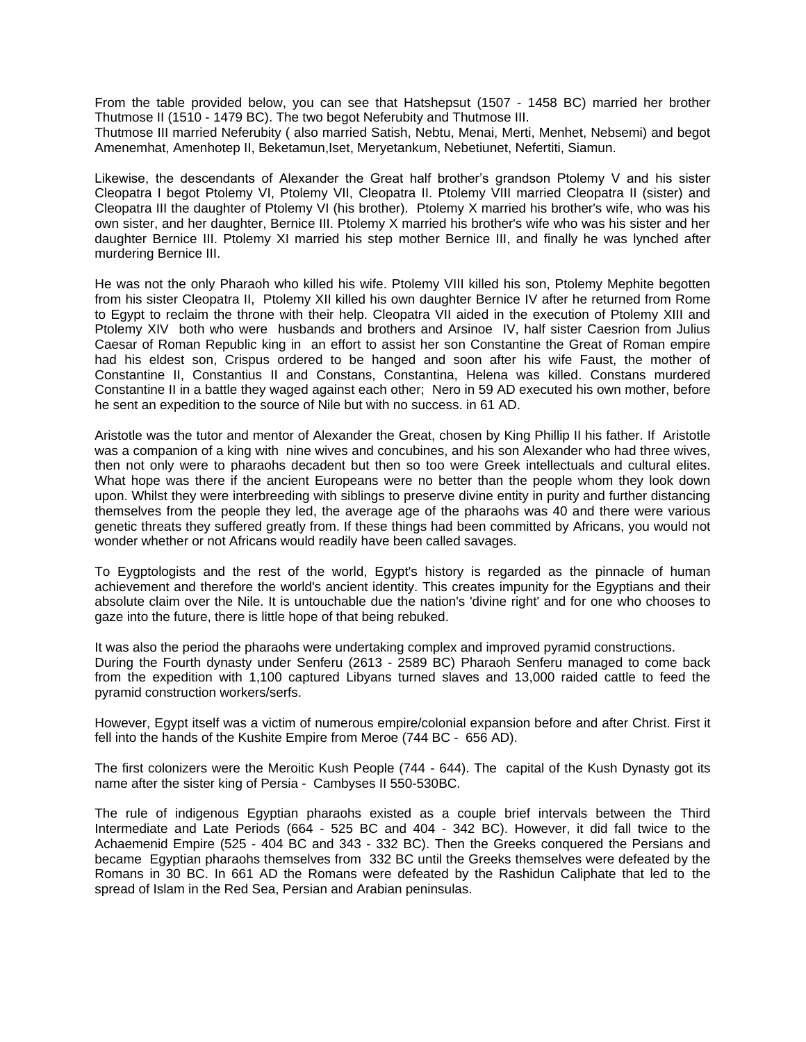From the table provided below, you can see that Hatshepsut (1507 - 1458 BC) married her brother Thutmose II (1510 - 1479 BC). The two begot Neferubity and Thutmose III.
Thutmose III married Neferubity ( also married Satish, Nebtu, Menai, Merti, Menhet, Nebsemi) and begot Amenemhat, Amenhotep II, Beketamun,Iset, Meryetankum, Nebetiunet, Nefertiti, Siamun.

Likewise, the descendants of Alexander the Great half brother's grandson Ptolemy V and his sister Cleopatra I begot Ptolemy VI, Ptolemy VII, Cleopatra II. Ptolemy VIII married Cleopatra II (sister) and Cleopatra III the daughter of Ptolemy VI (his brother). Ptolemy X married his brother's wife, who was his own sister, and her daughter, Bernice III. Ptolemy X married his brother's wife who was his sister and her daughter Bernice III. Ptolemy XI married his step mother Bernice III, and finally he was lynched after murdering Bernice III.

He was not the only Pharaoh who killed his wife. Ptolemy VIII killed his son, Ptolemy Mephite begotten from his sister Cleopatra II, Ptolemy XII killed his own daughter Bernice IV after he returned from Rome to Egypt to reclaim the throne with their help. Cleopatra VII aided in the execution of Ptolemy XIII and Ptolemy XIV both who were husbands and brothers and Arsinoe IV, half sister Caesrion from Julius Caesar of Roman Republic king in an effort to assist her son Constantine the Great of Roman empire had his eldest son, Crispus ordered to be hanged and soon after his wife Faust, the mother of Constantine II, Constantius II and Constans, Constantina, Helena was killed. Constans murdered Constantine II in a battle they waged against each other; Nero in 59 AD executed his own mother, before he sent an expedition to the source of Nile but with no success. in 61 AD.

Aristotle was the tutor and mentor of Alexander the Great, chosen by King Phillip II his father. If Aristotle was a companion of a king with nine wives and concubines, and his son Alexander who had three wives, then not only were to pharaohs decadent but then so too were Greek intellectuals and cultural elites. What hope was there if the ancient Europeans were no better than the people whom they look down upon. Whilst they were interbreeding with siblings to preserve divine entity in purity and further distancing themselves from the people they led, the average age of the pharaohs was 40 and there were various genetic threats they suffered greatly from. If these things had been committed by Africans, you would not wonder whether or not Africans would readily have been called savages.

To Eygptologists and the rest of the world, Egypt's history is regarded as the pinnacle of human achievement and therefore the world's ancient identity. This creates impunity for the Egyptians and their absolute claim over the Nile. It is untouchable due the nation's 'divine right' and for one who chooses to gaze into the future, there is little hope of that being rebuked.

It was also the period the pharaohs were undertaking complex and improved pyramid constructions.
During the Fourth dynasty under Senferu (2613 - 2589 BC) Pharaoh Senferu managed to come back from the expedition with 1,100 captured Libyans turned slaves and 13,000 raided cattle to feed the pyramid construction workers/serfs.

However, Egypt itself was a victim of numerous empire/colonial expansion before and after Christ. First it fell into the hands of the Kushite Empire from Meroe (744 BC - 656 AD).

The first colonizers were the Meroitic Kush People (744 - 644). The capital of the Kush Dynasty got its name after the sister king of Persia - Cambyses II 550-530BC.

The rule of indigenous Egyptian pharaohs existed as a couple brief intervals between the Third Intermediate and Late Periods (664 - 525 BC and 404 - 342 BC). However, it did fall twice to the Achaemenid Empire (525 - 404 BC and 343 - 332 BC). Then the Greeks conquered the Persians and became Egyptian pharaohs themselves from 332 BC until the Greeks themselves were defeated by the Romans in 30 BC. In 661 AD the Romans were defeated by the Rashidun Caliphate that led to the spread of Islam in the Red Sea, Persian and Arabian peninsulas.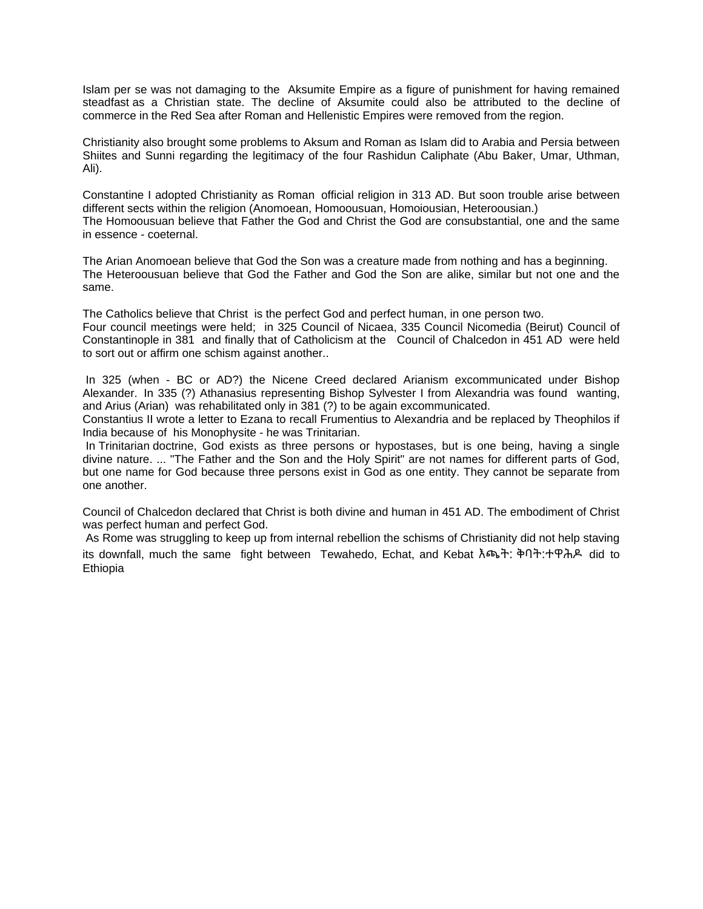Islam per se was not damaging to the Aksumite Empire as a figure of punishment for having remained steadfast as a Christian state. The decline of Aksumite could also be attributed to the decline of commerce in the Red Sea after Roman and Hellenistic Empires were removed from the region.

Christianity also brought some problems to Aksum and Roman as Islam did to Arabia and Persia between Shiites and Sunni regarding the legitimacy of the four Rashidun Caliphate (Abu Baker, Umar, Uthman, Ali).

Constantine I adopted Christianity as Roman official religion in 313 AD. But soon trouble arise between different sects within the religion (Anomoean, Homoousuan, Homoiousian, Heteroousian.)
The Homoousuan believe that Father the God and Christ the God are consubstantial, one and the same in essence - coeternal.

The Arian Anomoean believe that God the Son was a creature made from nothing and has a beginning.
The Heteroousuan believe that God the Father and God the Son are alike, similar but not one and the same.

The Catholics believe that Christ is the perfect God and perfect human, in one person two.
Four council meetings were held; in 325 Council of Nicaea, 335 Council Nicomedia (Beirut) Council of Constantinople in 381 and finally that of Catholicism at the Council of Chalcedon in 451 AD were held to sort out or affirm one schism against another..

In 325 (when - BC or AD?) the Nicene Creed declared Arianism excommunicated under Bishop Alexander. In 335 (?) Athanasius representing Bishop Sylvester I from Alexandria was found wanting, and Arius (Arian) was rehabilitated only in 381 (?) to be again excommunicated.
Constantius II wrote a letter to Ezana to recall Frumentius to Alexandria and be replaced by Theophilos if India because of his Monophysite - he was Trinitarian.
In Trinitarian doctrine, God exists as three persons or hypostases, but is one being, having a single divine nature. ... "The Father and the Son and the Holy Spirit" are not names for different parts of God, but one name for God because three persons exist in God as one entity. They cannot be separate from one another.

Council of Chalcedon declared that Christ is both divine and human in 451 AD. The embodiment of Christ was perfect human and perfect God.
As Rome was struggling to keep up from internal rebellion the schisms of Christianity did not help staving its downfall, much the same fight between Tewahedo, Echat, and Kebat እጫት: ቅባት:ተዋሕዶ did to Ethiopia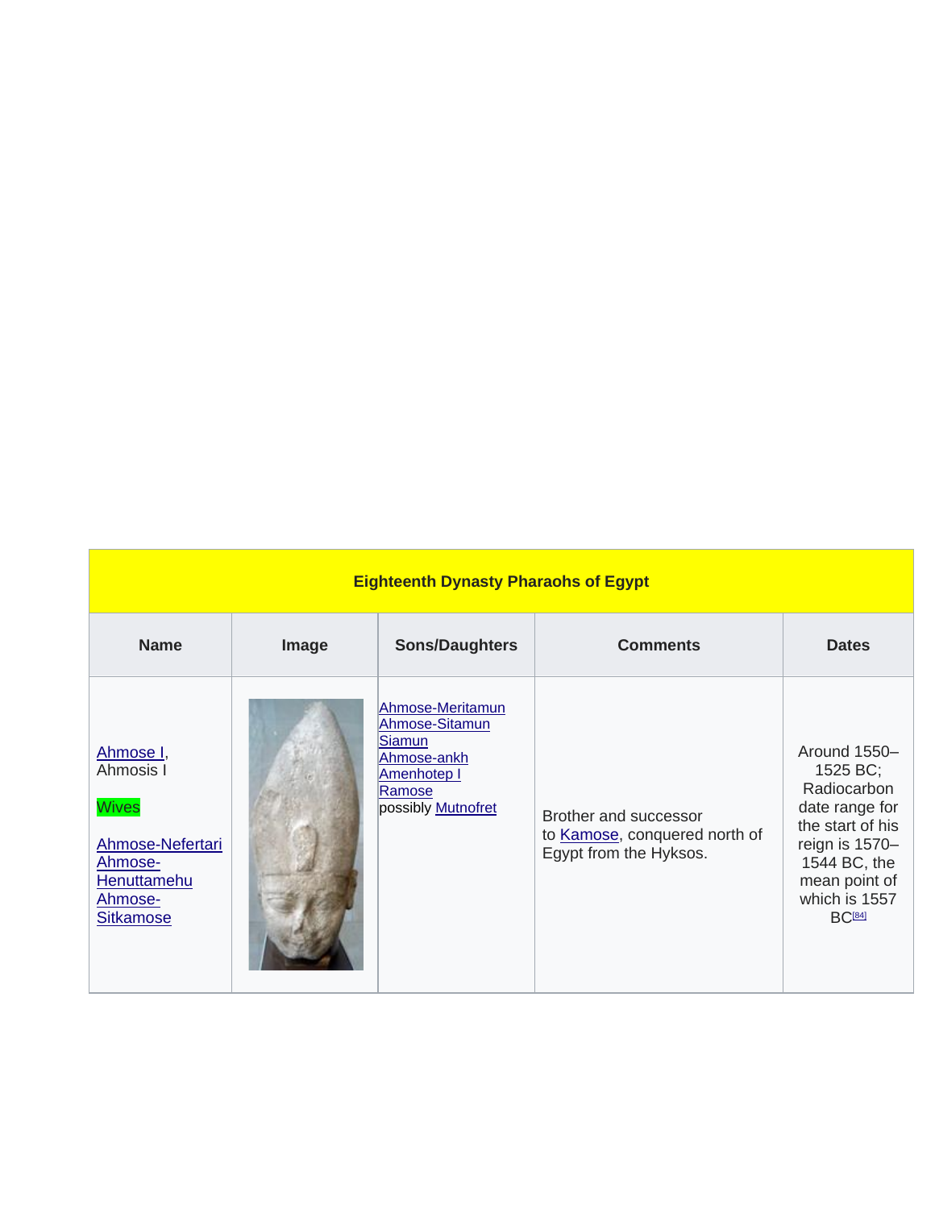| Eighteenth Dynasty Pharaohs of Egypt | | | | |
|---|---|---|---|---|
| **Name** | **Image** | **Sons/Daughters** | **Comments** | **Dates** |
| Ahmose I, Ahmosis I<br><br>Wives<br><br>Ahmose-Nefertari<br>Ahmose-Henuttamehu<br>Ahmose-Sitkamose | | Ahmose-Meritamun<br>Ahmose-Sitamun<br>Siamun<br>Ahmose-ankh<br>Amenhotep I<br>Ramose<br>possibly Mutnofret | Brother and successor to Kamose, conquered north of Egypt from the Hyksos. | Around 1550–1525 BC; Radiocarbon date range for the start of his reign is 1570–1544 BC, the mean point of which is 1557 BC[84] |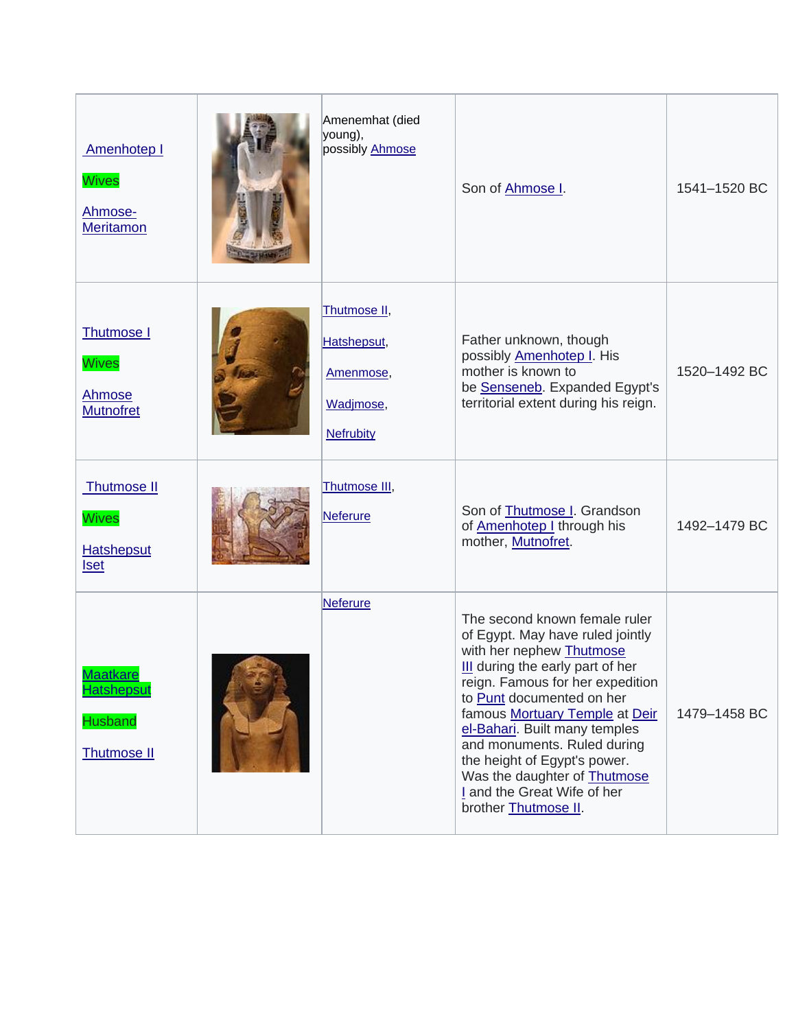| | | | | |
|---|---|---|---|---|
| Amenhotep I<br><br>Wives<br><br>Ahmose-Meritamon | | Amenemhat (died young),<br>possibly Ahmose | Son of Ahmose I. | 1541–1520 BC |
| Thutmose I<br><br>Wives<br><br>Ahmose<br>Mutnofret | | Thutmose II,<br><br>Hatshepsut,<br><br>Amenmose,<br><br>Wadjmose,<br><br>Nefrubity | Father unknown, though possibly Amenhotep I. His mother is known to be Senseneb. Expanded Egypt's territorial extent during his reign. | 1520–1492 BC |
| Thutmose II<br><br>Wives<br><br>Hatshepsut<br>Iset | | Thutmose III,<br><br>Neferure | Son of Thutmose I. Grandson of Amenhotep I through his mother, Mutnofret. | 1492–1479 BC |
| Maatkare Hatshepsut<br><br>Husband<br><br>Thutmose II | | Neferure | The second known female ruler of Egypt. May have ruled jointly with her nephew Thutmose III during the early part of her reign. Famous for her expedition to Punt documented on her famous Mortuary Temple at Deir el-Bahari. Built many temples and monuments. Ruled during the height of Egypt's power. Was the daughter of Thutmose I and the Great Wife of her brother Thutmose II. | 1479–1458 BC |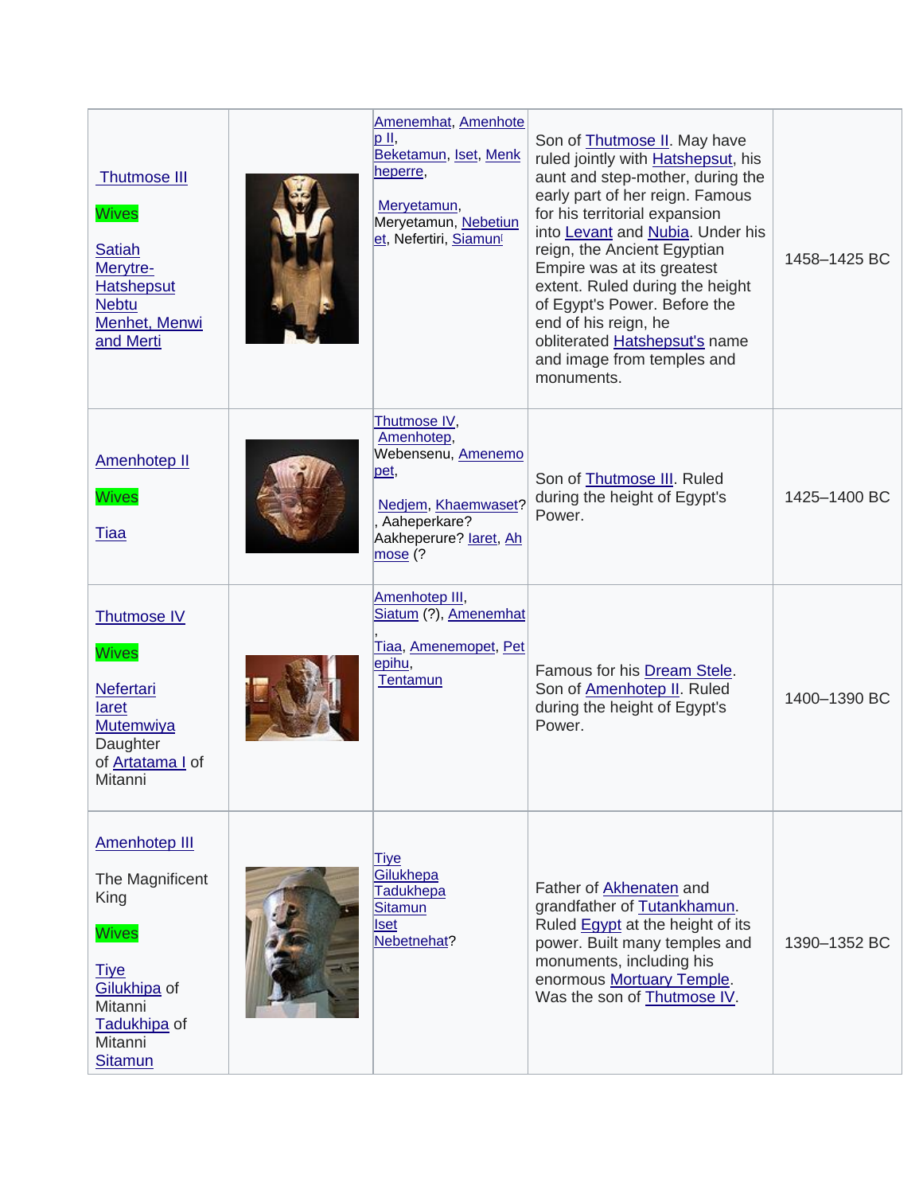| | | | | |
|---|---|---|---|---|
| Thutmose III<br><br>Wives<br><br>Satiah<br>Merytre-Hatshepsut<br>Nebtu<br>Menhet, Menwi and Merti | | Amenemhat, Amenhotep II,<br>Beketamun, Iset, Menkheperre,<br><br>Meryetamun, Meryetamun, Nebetiunet, Nefertiri, Siamun | Son of Thutmose II. May have ruled jointly with Hatshepsut, his aunt and step-mother, during the early part of her reign. Famous for his territorial expansion into Levant and Nubia. Under his reign, the Ancient Egyptian Empire was at its greatest extent. Ruled during the height of Egypt's Power. Before the end of his reign, he obliterated Hatshepsut's name and image from temples and monuments. | 1458–1425 BC |
| Amenhotep II<br><br>Wives<br><br>Tiaa | | Thutmose IV, Amenhotep, Webensenu, Amenemopet,<br><br>Nedjem, Khaemwaset?, Aaheperkare? Aakheperure? Iaret, Ahmose (? | Son of Thutmose III. Ruled during the height of Egypt's Power. | 1425–1400 BC |
| Thutmose IV<br><br>Wives<br><br>Nefertari<br>Iaret<br>Mutemwiya<br>Daughter of Artatama I of Mitanni | | Amenhotep III, Siatum (?), Amenemhat,<br>Tiaa, Amenemopet, Petepihu,<br>Tentamun | Famous for his Dream Stele. Son of Amenhotep II. Ruled during the height of Egypt's Power. | 1400–1390 BC |
| Amenhotep III<br><br>The Magnificent King<br><br>Wives<br><br>Tiye<br>Gilukhipa of Mitanni<br>Tadukhipa of Mitanni<br>Sitamun | | Tiye<br>Gilukhepa<br>Tadukhepa<br>Sitamun<br>Iset<br>Nebetnehat? | Father of Akhenaten and grandfather of Tutankhamun. Ruled Egypt at the height of its power. Built many temples and monuments, including his enormous Mortuary Temple. Was the son of Thutmose IV. | 1390–1352 BC |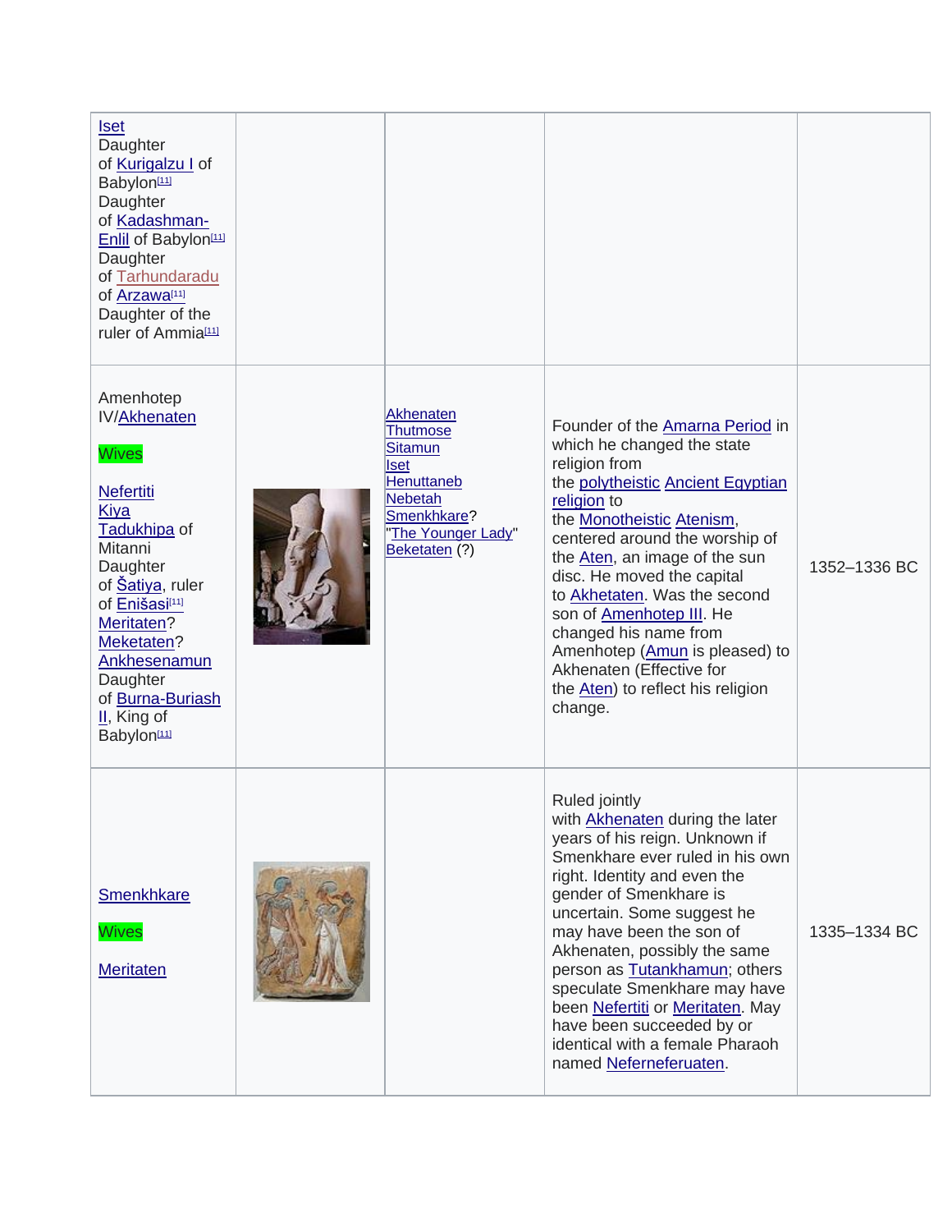| | | | | |
|---|---|---|---|---|
| Iset<br>Daughter of Kurigalzu I of Babylon[11]<br>Daughter of Kadashman-Enlil of Babylon[11]<br>Daughter of Tarhundaradu of Arzawa[11]<br>Daughter of the ruler of Ammia[11] | | | | |
| Amenhotep IV/Akhenaten<br><br>Wives<br><br>Nefertiti<br>Kiya<br>Tadukhipa of Mitanni<br>Daughter of Šatiya, ruler of Enišasi[11]<br>Meritaten?<br>Meketaten?<br>Ankhesenamun<br>Daughter of Burna-Buriash II, King of Babylon[11] | | Akhenaten<br>Thutmose<br>Sitamun<br>Iset<br>Henuttaneb<br>Nebetah<br>Smenkhkare?<br>"The Younger Lady"<br>Beketaten (?) | Founder of the Amarna Period in which he changed the state religion from the polytheistic Ancient Egyptian religion to the Monotheistic Atenism, centered around the worship of the Aten, an image of the sun disc. He moved the capital to Akhetaten. Was the second son of Amenhotep III. He changed his name from Amenhotep (Amun is pleased) to Akhenaten (Effective for the Aten) to reflect his religion change. | 1352–1336 BC |
| Smenkhkare<br><br>Wives<br><br>Meritaten | | | Ruled jointly with Akhenaten during the later years of his reign. Unknown if Smenkhare ever ruled in his own right. Identity and even the gender of Smenkhare is uncertain. Some suggest he may have been the son of Akhenaten, possibly the same person as Tutankhamun; others speculate Smenkhare may have been Nefertiti or Meritaten. May have been succeeded by or identical with a female Pharaoh named Neferneferuaten. | 1335–1334 BC |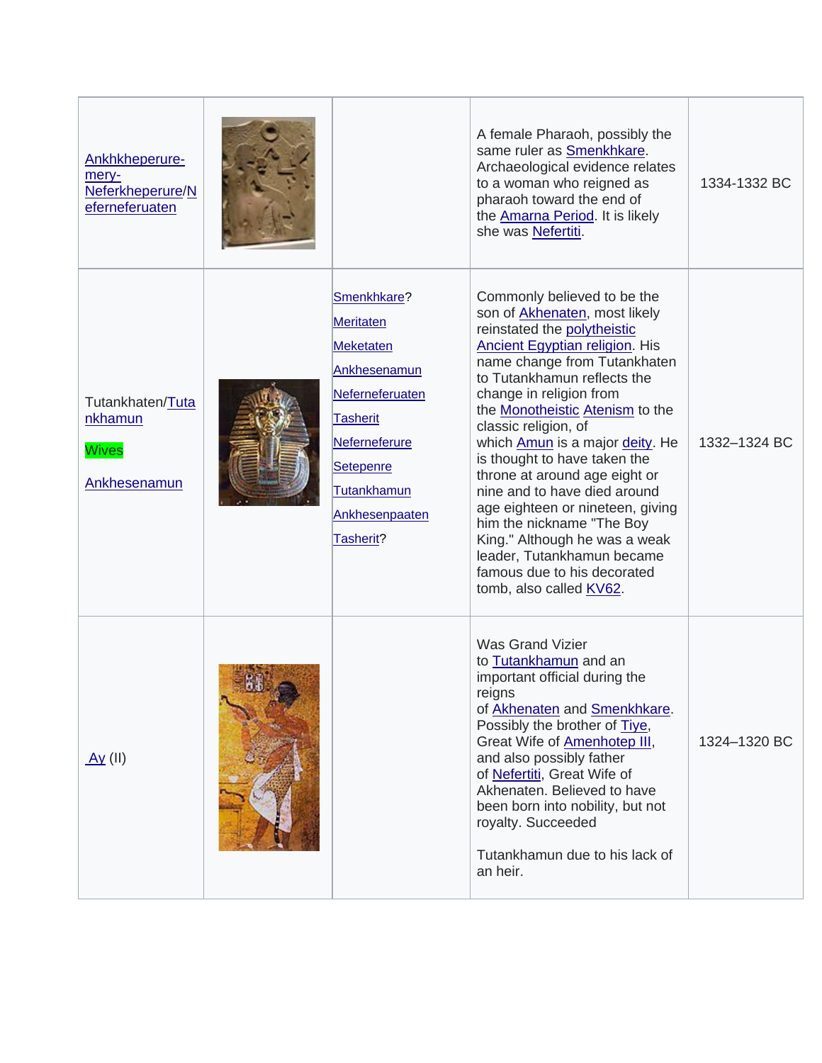| | | | | |
|---|---|---|---|---|
| Ankhkheperure-mery-Neferkheperure/Neferneferuaten | | | A female Pharaoh, possibly the same ruler as Smenkhkare. Archaeological evidence relates to a woman who reigned as pharaoh toward the end of the Amarna Period. It is likely she was Nefertiti. | 1334-1332 BC |
| Tutankhaten/Tutankhamun<br><br>Wives<br><br>Ankhesenamun | | Smenkhkare?<br>Meritaten<br>Meketaten<br>Ankhesenamun<br>Neferneferuaten<br>Tasherit<br>Neferneferure<br>Setepenre<br>Tutankhamun<br>Ankhesenpaaten<br>Tasherit? | Commonly believed to be the son of Akhenaten, most likely reinstated the polytheistic Ancient Egyptian religion. His name change from Tutankhaten to Tutankhamun reflects the change in religion from the Monotheistic Atenism to the classic religion, of which Amun is a major deity. He is thought to have taken the throne at around age eight or nine and to have died around age eighteen or nineteen, giving him the nickname "The Boy King." Although he was a weak leader, Tutankhamun became famous due to his decorated tomb, also called KV62. | 1332–1324 BC |
| Ay (II) | | | Was Grand Vizier to Tutankhamun and an important official during the reigns of Akhenaten and Smenkhkare. Possibly the brother of Tiye, Great Wife of Amenhotep III, and also possibly father of Nefertiti, Great Wife of Akhenaten. Believed to have been born into nobility, but not royalty. Succeeded<br><br>Tutankhamun due to his lack of an heir. | 1324–1320 BC |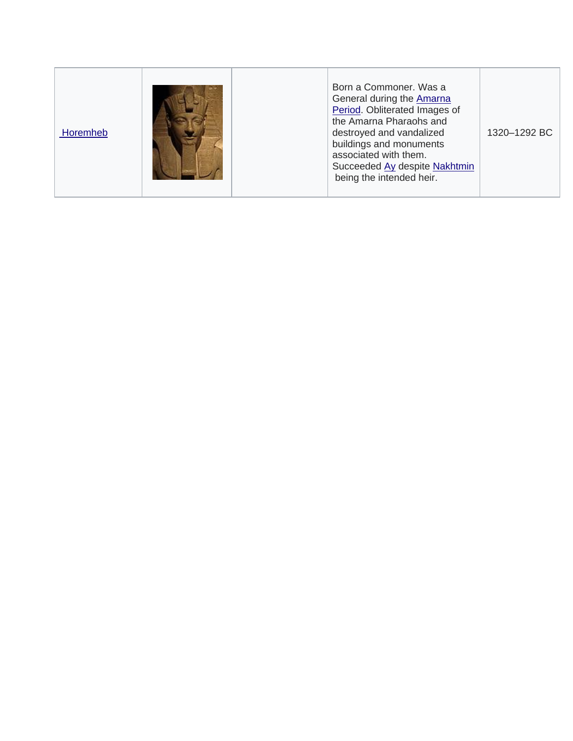| | | | | |
|---|---|---|---|---|
| Horemheb | | | Born a Commoner. Was a General during the Amarna Period. Obliterated Images of the Amarna Pharaohs and destroyed and vandalized buildings and monuments associated with them. Succeeded Ay despite Nakhtmin being the intended heir. | 1320–1292 BC |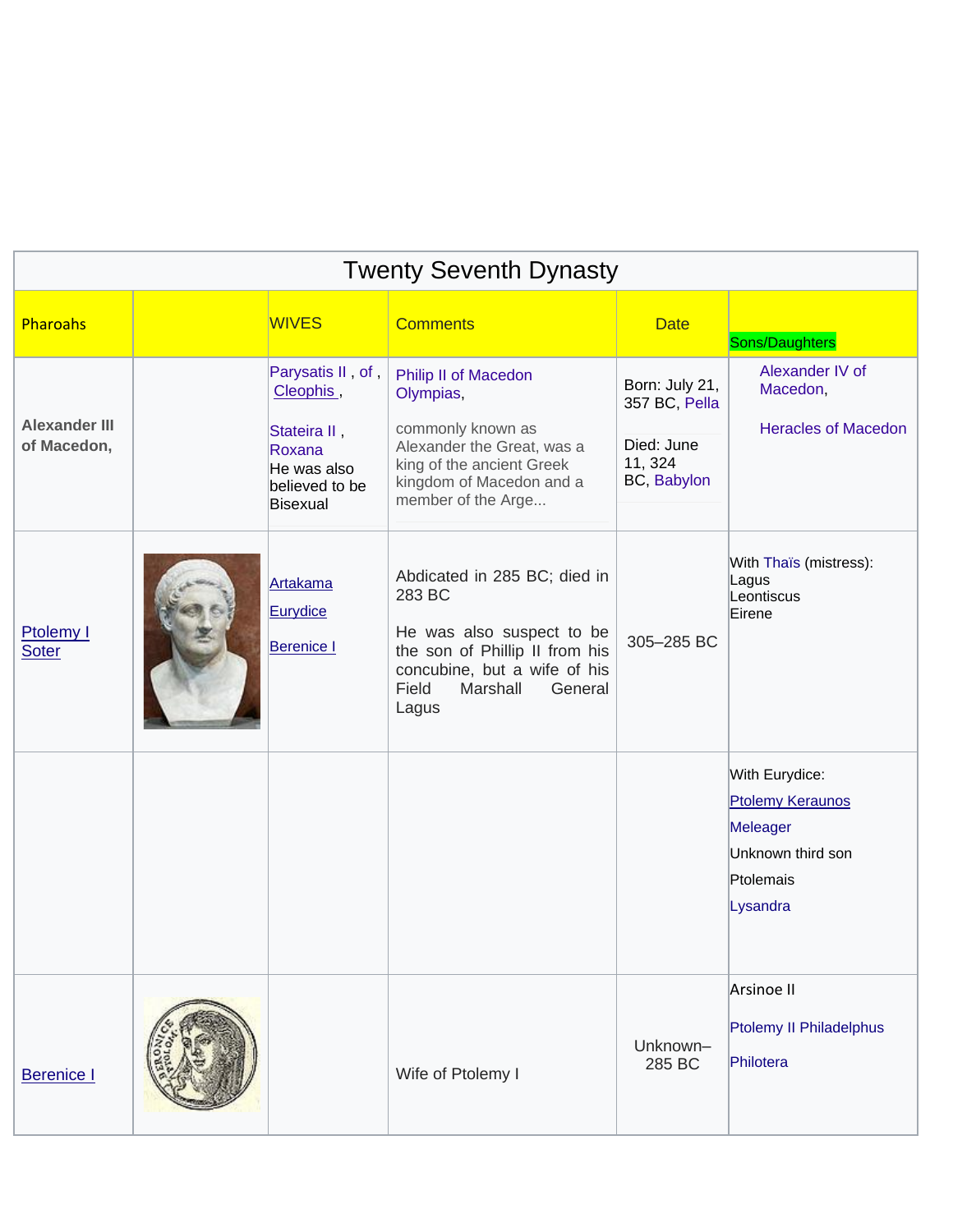| Twenty Seventh Dynasty | | | | | |
|---|---|---|---|---|---|
| Pharoahs | | WIVES | Comments | Date | Sons/Daughters |
| **Alexander III of Macedon,** | | Parysatis II , of , Cleophis , Stateira II , Roxana He was also believed to be Bisexual | Philip II of Macedon Olympias, commonly known as Alexander the Great, was a king of the ancient Greek kingdom of Macedon and a member of the Arge... | Born: July 21, 357 BC, Pella Died: June 11, 324 BC, Babylon | Alexander IV of Macedon, Heracles of Macedon |
| Ptolemy I Soter | | Artakama Eurydice Berenice I | Abdicated in 285 BC; died in 283 BC He was also suspect to be the son of Phillip II from his concubine, but a wife of his Field Marshall General Lagus | 305–285 BC | With Thaïs (mistress): Lagus Leontiscus Eirene |
| | | | | | With Eurydice: Ptolemy Keraunos Meleager Unknown third son Ptolemais Lysandra |
| Berenice I | | | Wife of Ptolemy I | Unknown–285 BC | Arsinoe II Ptolemy II Philadelphus Philotera |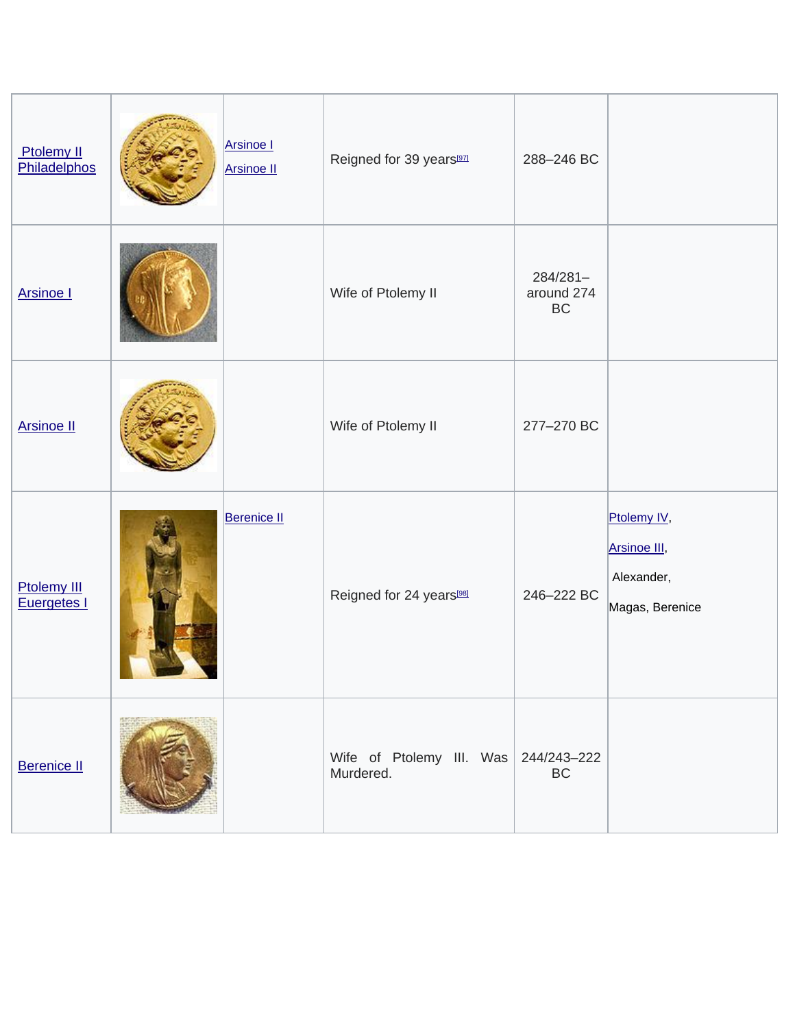| | | | | | |
|---|---|---|---|---|---|
| Ptolemy II Philadelphos | | Arsinoe I<br>Arsinoe II | Reigned for 39 years[97] | 288–246 BC | |
| Arsinoe I | | | Wife of Ptolemy II | 284/281–around 274 BC | |
| Arsinoe II | | | Wife of Ptolemy II | 277–270 BC | |
| Ptolemy III Euergetes I | | Berenice II | Reigned for 24 years[98] | 246–222 BC | Ptolemy IV,<br>Arsinoe III,<br>Alexander,<br>Magas, Berenice |
| Berenice II | | | Wife of Ptolemy III. Was Murdered. | 244/243–222 BC | |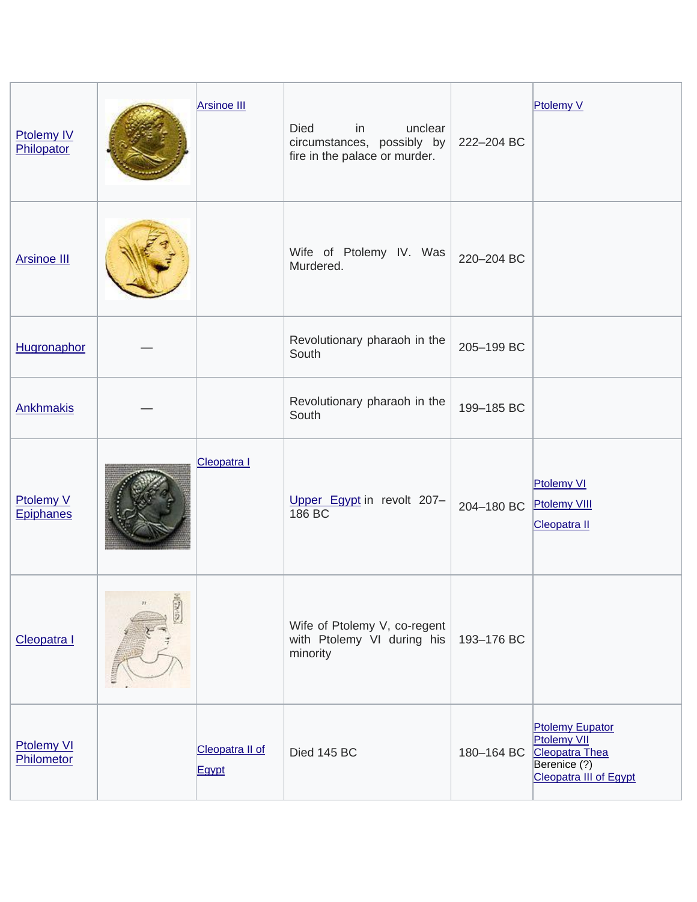| | | | | | |
|---|---|---|---|---|---|
| Ptolemy IV Philopator | | Arsinoe III | Died in unclear circumstances, possibly by fire in the palace or murder. | 222–204 BC | Ptolemy V |
| Arsinoe III | | | Wife of Ptolemy IV. Was Murdered. | 220–204 BC | |
| Hugronaphor | — | | Revolutionary pharaoh in the South | 205–199 BC | |
| Ankhmakis | — | | Revolutionary pharaoh in the South | 199–185 BC | |
| Ptolemy V Epiphanes | | Cleopatra I | Upper Egypt in revolt 207–186 BC | 204–180 BC | Ptolemy VI<br>Ptolemy VIII<br>Cleopatra II |
| Cleopatra I | | | Wife of Ptolemy V, co-regent with Ptolemy VI during his minority | 193–176 BC | |
| Ptolemy VI Philometor | | Cleopatra II of Egypt | Died 145 BC | 180–164 BC | Ptolemy Eupator<br>Ptolemy VII<br>Cleopatra Thea<br>Berenice (?)<br>Cleopatra III of Egypt |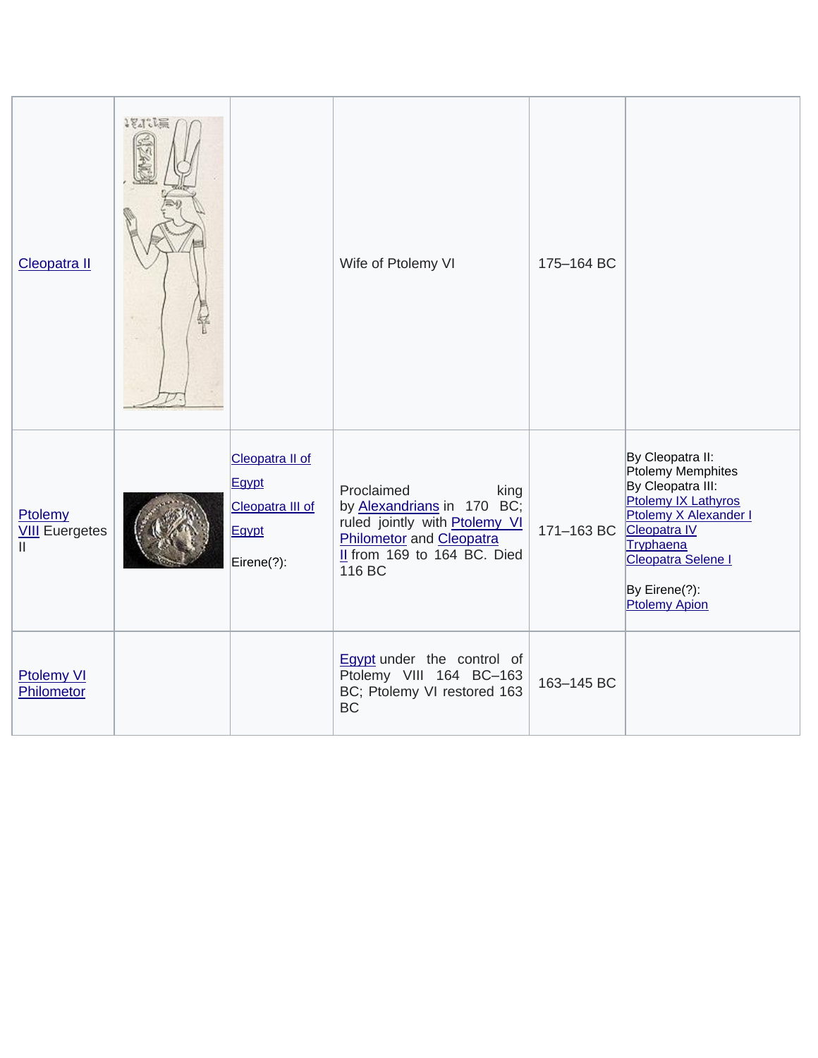| | | | | | |
|---|---|---|---|---|---|
| Cleopatra II | | | Wife of Ptolemy VI | 175–164 BC | |
| Ptolemy VIII Euergetes II | | Cleopatra II of Egypt<br>Cleopatra III of Egypt<br>Eirene(?): | Proclaimed king by Alexandrians in 170 BC; ruled jointly with Ptolemy VI Philometor and Cleopatra II from 169 to 164 BC. Died 116 BC | 171–163 BC | By Cleopatra II:<br>Ptolemy Memphites<br>By Cleopatra III:<br>Ptolemy IX Lathyros<br>Ptolemy X Alexander I<br>Cleopatra IV<br>Tryphaena<br>Cleopatra Selene I<br><br>By Eirene(?):<br>Ptolemy Apion |
| Ptolemy VI Philometor | | | Egypt under the control of Ptolemy VIII 164 BC–163 BC; Ptolemy VI restored 163 BC | 163–145 BC | |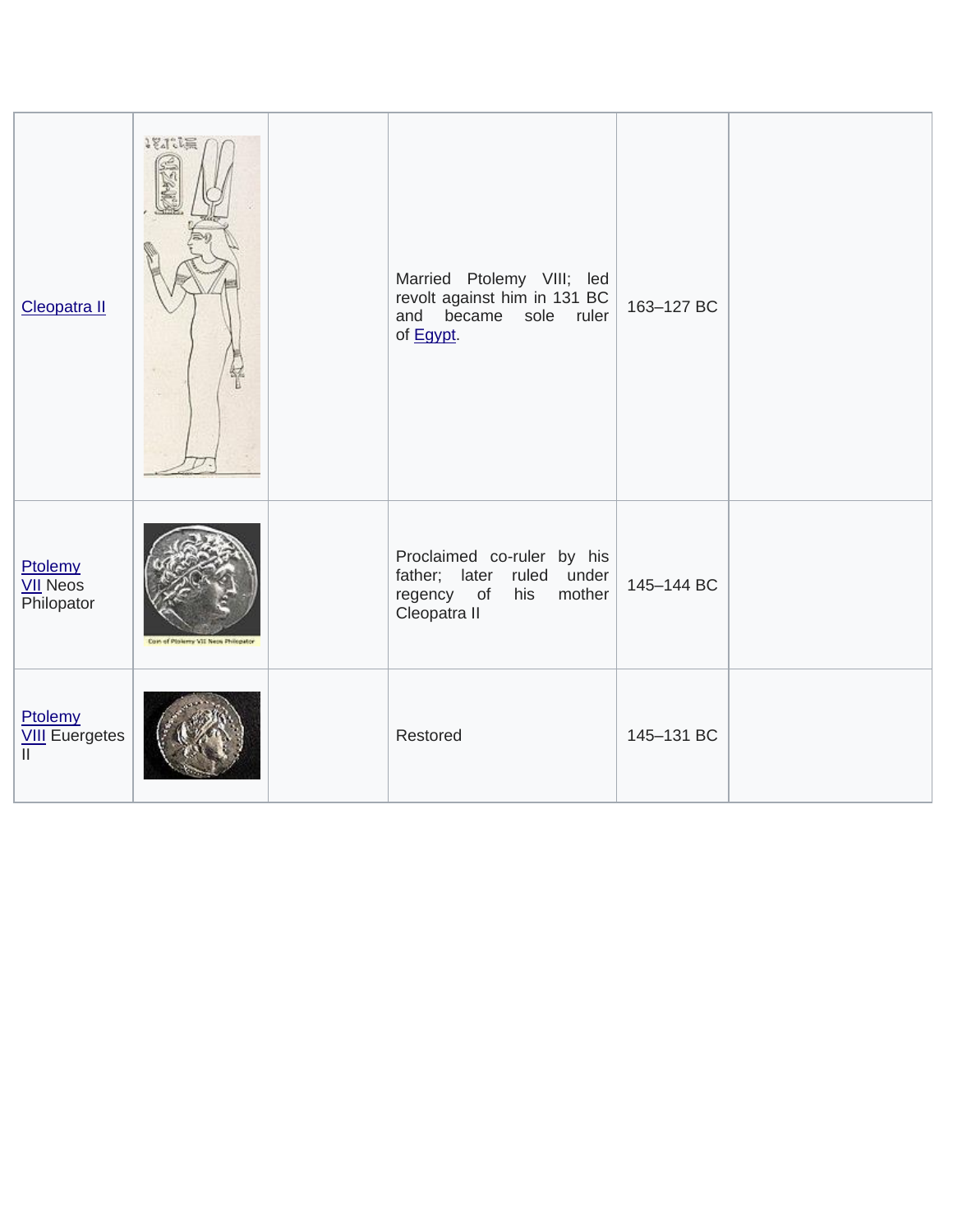| | | | | | |
|---|---|---|---|---|---|
| Cleopatra II | | | Married Ptolemy VIII; led revolt against him in 131 BC and became sole ruler of Egypt. | 163–127 BC | |
| Ptolemy VII Neos Philopator | Coin of Ptolemy VII Neos Philopator | | Proclaimed co-ruler by his father; later ruled under regency of his mother Cleopatra II | 145–144 BC | |
| Ptolemy VIII Euergetes II | | | Restored | 145–131 BC | |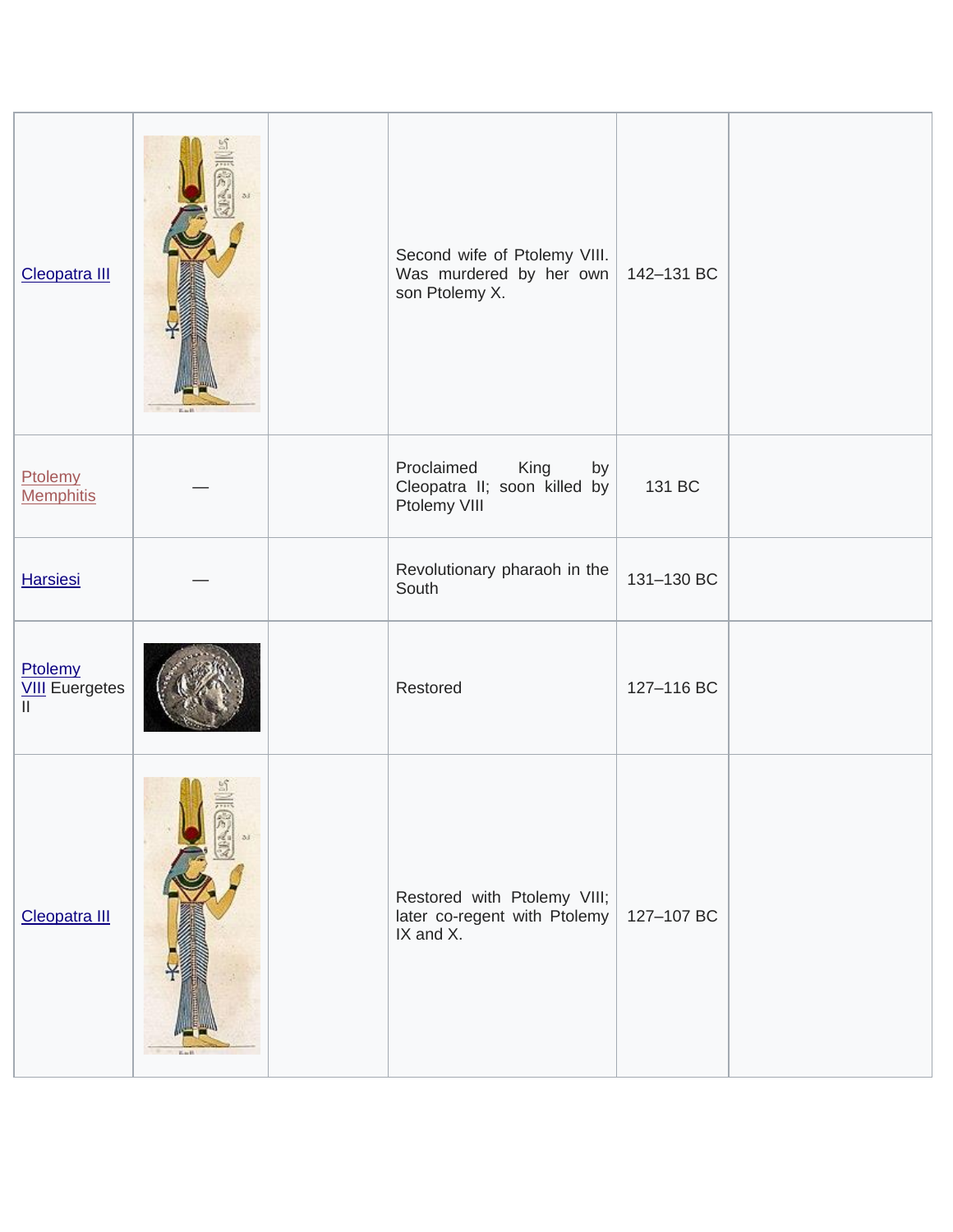| | | | | | |
|---|---|---|---|---|---|
| Cleopatra III | | | Second wife of Ptolemy VIII. Was murdered by her own son Ptolemy X. | 142–131 BC | |
| Ptolemy Memphitis | — | | Proclaimed King by Cleopatra II; soon killed by Ptolemy VIII | 131 BC | |
| Harsiesi | — | | Revolutionary pharaoh in the South | 131–130 BC | |
| Ptolemy VIII Euergetes II | | | Restored | 127–116 BC | |
| Cleopatra III | | | Restored with Ptolemy VIII; later co-regent with Ptolemy IX and X. | 127–107 BC | |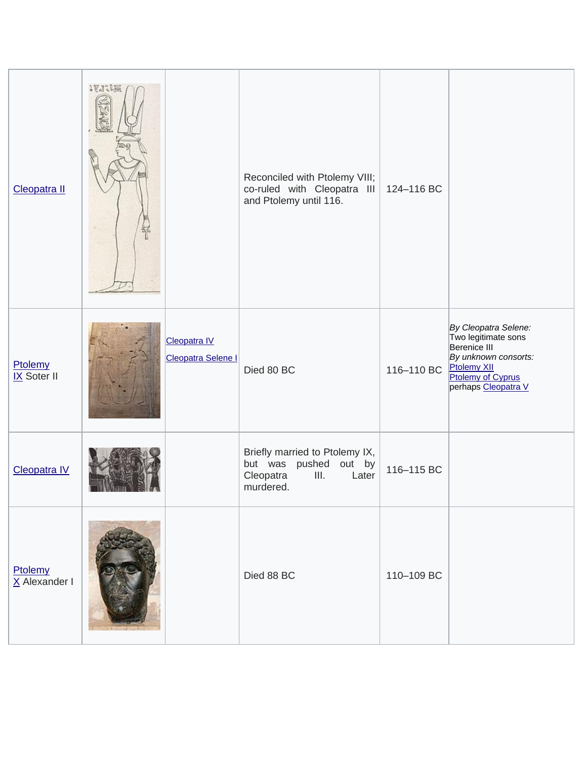| | | | | | |
|---|---|---|---|---|---|
| Cleopatra II | | | Reconciled with Ptolemy VIII; co-ruled with Cleopatra III and Ptolemy until 116. | 124–116 BC | |
| Ptolemy IX Soter II | | Cleopatra IV<br>Cleopatra Selene I | Died 80 BC | 116–110 BC | *By Cleopatra Selene:*<br>Two legitimate sons<br>Berenice III<br>*By unknown consorts:*<br>Ptolemy XII<br>Ptolemy of Cyprus<br>perhaps Cleopatra V |
| Cleopatra IV | | | Briefly married to Ptolemy IX, but was pushed out by Cleopatra III. Later murdered. | 116–115 BC | |
| Ptolemy X Alexander I | | | Died 88 BC | 110–109 BC | |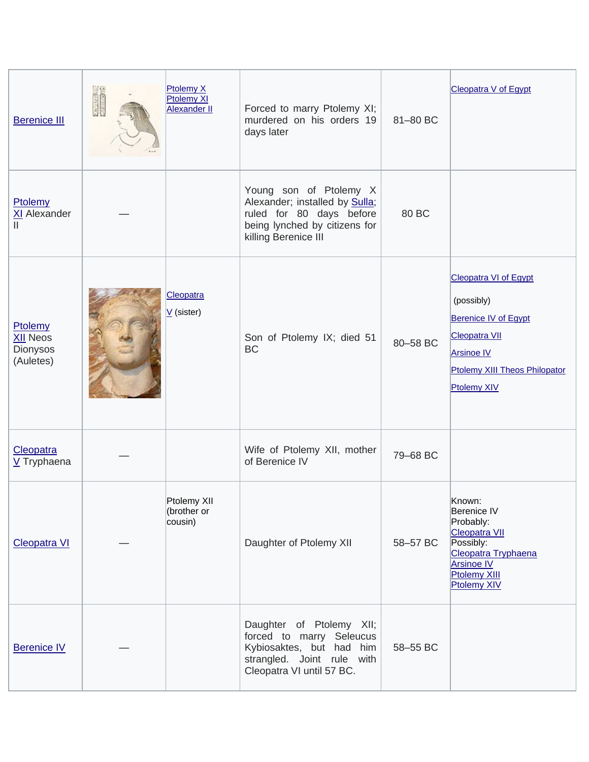| Berenice III | | Ptolemy X Ptolemy XI Alexander II | Forced to marry Ptolemy XI; murdered on his orders 19 days later | 81–80 BC | Cleopatra V of Egypt |
|---|---|---|---|---|---|
| Ptolemy XI Alexander II | — | | Young son of Ptolemy X Alexander; installed by Sulla; ruled for 80 days before being lynched by citizens for killing Berenice III | 80 BC | |
| Ptolemy XII Neos Dionysos (Auletes) | | Cleopatra V (sister) | Son of Ptolemy IX; died 51 BC | 80–58 BC | Cleopatra VI of Egypt (possibly) Berenice IV of Egypt Cleopatra VII Arsinoe IV Ptolemy XIII Theos Philopator Ptolemy XIV |
| Cleopatra V Tryphaena | — | | Wife of Ptolemy XII, mother of Berenice IV | 79–68 BC | |
| Cleopatra VI | — | Ptolemy XII (brother or cousin) | Daughter of Ptolemy XII | 58–57 BC | Known: Berenice IV Probably: Cleopatra VII Possibly: Cleopatra Tryphaena Arsinoe IV Ptolemy XIII Ptolemy XIV |
| Berenice IV | — | | Daughter of Ptolemy XII; forced to marry Seleucus Kybiosaktes, but had him strangled. Joint rule with Cleopatra VI until 57 BC. | 58–55 BC | |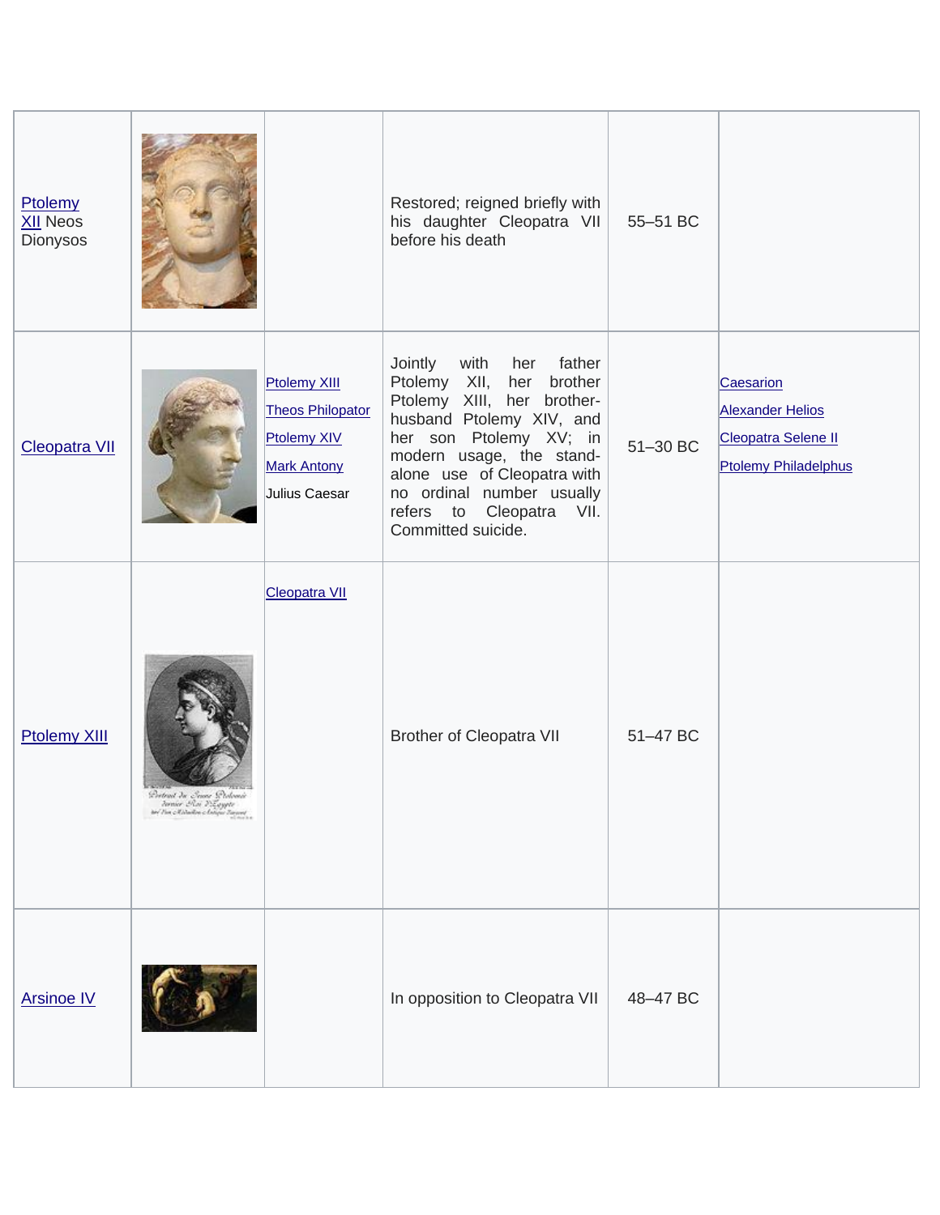| | | | | | |
|---|---|---|---|---|---|
| Ptolemy XII Neos Dionysos | | | Restored; reigned briefly with his daughter Cleopatra VII before his death | 55–51 BC | |
| Cleopatra VII | | Ptolemy XIII<br>Theos Philopator<br>Ptolemy XIV<br>Mark Antony<br>Julius Caesar | Jointly with her father Ptolemy XII, her brother Ptolemy XIII, her brother-husband Ptolemy XIV, and her son Ptolemy XV; in modern usage, the stand-alone use of Cleopatra with no ordinal number usually refers to Cleopatra VII. Committed suicide. | 51–30 BC | Caesarion<br>Alexander Helios<br>Cleopatra Selene II<br>Ptolemy Philadelphus |
| Ptolemy XIII | | Cleopatra VII | Brother of Cleopatra VII | 51–47 BC | |
| Arsinoe IV | | | In opposition to Cleopatra VII | 48–47 BC | |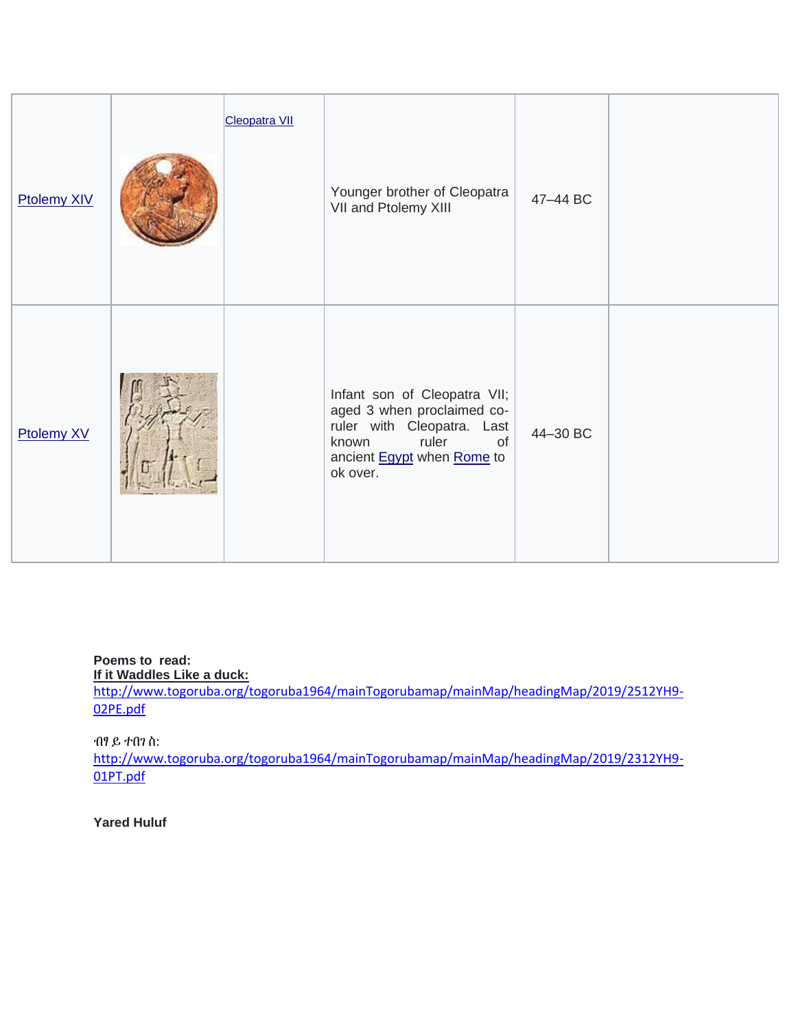| | | | | | |
|---|---|---|---|---|---|
| Ptolemy XIV | | Cleopatra VII | Younger brother of Cleopatra VII and Ptolemy XIII | 47–44 BC | |
| Ptolemy XV | | | Infant son of Cleopatra VII; aged 3 when proclaimed co-ruler with Cleopatra. Last known ruler of ancient Egypt when Rome took over. | 44–30 BC | |

**Poems to read:**

**If it Waddles Like a duck:**
http://www.togoruba.org/togoruba1964/mainTogorubamap/mainMap/headingMap/2019/2512YH9-02PE.pdf

ብየ ይ ተበገ ለ:
http://www.togoruba.org/togoruba1964/mainTogorubamap/mainMap/headingMap/2019/2312YH9-01PT.pdf

**Yared Huluf**